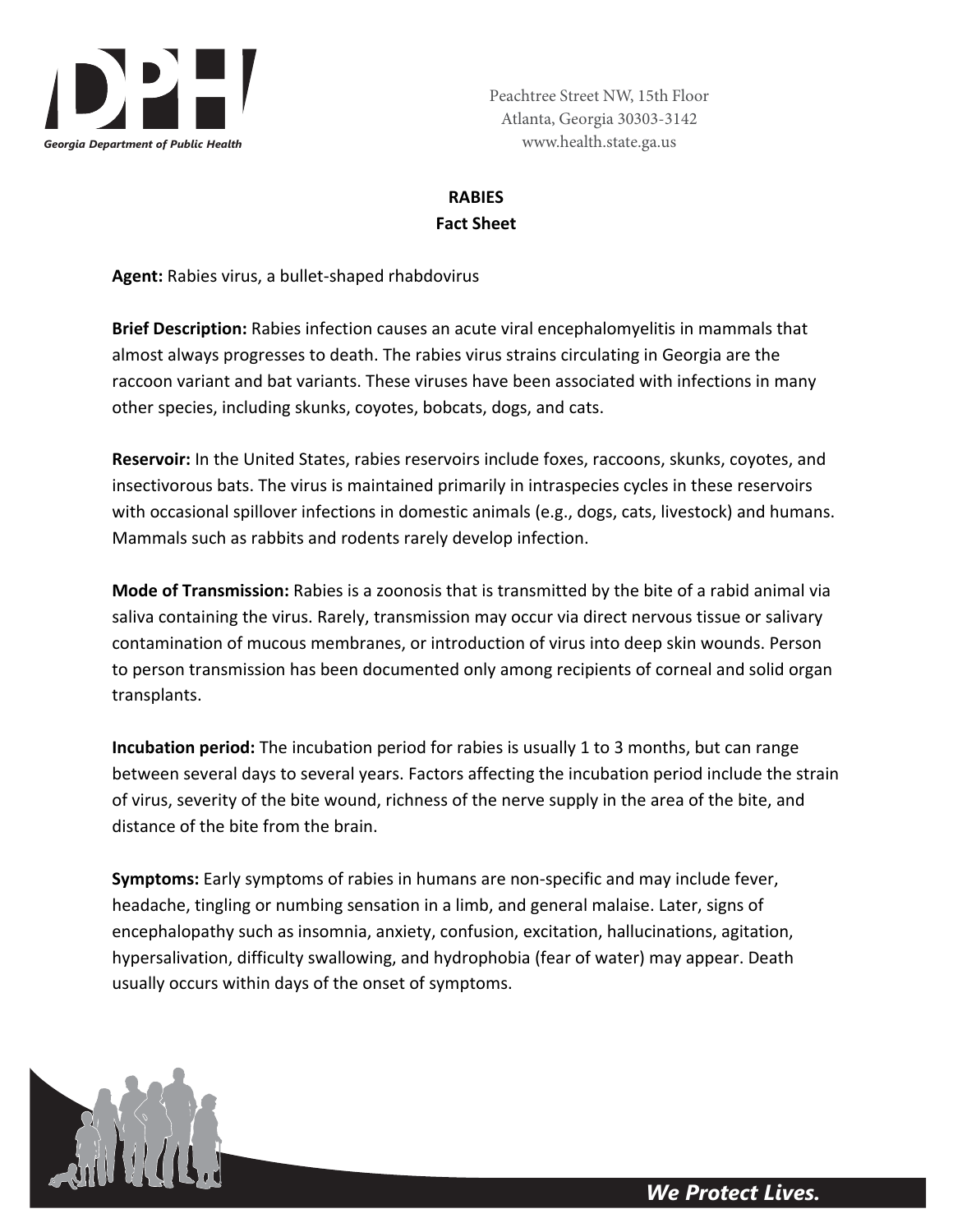Georgia Department of Public Health

Peachtree Street NW, 15th Floor
Atlanta, Georgia 30303-3142
www.health.state.ga.us

# RABIES
## Fact Sheet

**Agent:** Rabies virus, a bullet-shaped rhabdovirus

**Brief Description:** Rabies infection causes an acute viral encephalomyelitis in mammals that almost always progresses to death. The rabies virus strains circulating in Georgia are the raccoon variant and bat variants. These viruses have been associated with infections in many other species, including skunks, coyotes, bobcats, dogs, and cats.

**Reservoir:** In the United States, rabies reservoirs include foxes, raccoons, skunks, coyotes, and insectivorous bats. The virus is maintained primarily in intraspecies cycles in these reservoirs with occasional spillover infections in domestic animals (e.g., dogs, cats, livestock) and humans. Mammals such as rabbits and rodents rarely develop infection.

**Mode of Transmission:** Rabies is a zoonosis that is transmitted by the bite of a rabid animal via saliva containing the virus. Rarely, transmission may occur via direct nervous tissue or salivary contamination of mucous membranes, or introduction of virus into deep skin wounds. Person to person transmission has been documented only among recipients of corneal and solid organ transplants.

**Incubation period:** The incubation period for rabies is usually 1 to 3 months, but can range between several days to several years. Factors affecting the incubation period include the strain of virus, severity of the bite wound, richness of the nerve supply in the area of the bite, and distance of the bite from the brain.

**Symptoms:** Early symptoms of rabies in humans are non-specific and may include fever, headache, tingling or numbing sensation in a limb, and general malaise. Later, signs of encephalopathy such as insomnia, anxiety, confusion, excitation, hallucinations, agitation, hypersalivation, difficulty swallowing, and hydrophobia (fear of water) may appear. Death usually occurs within days of the onset of symptoms.

*We Protect Lives.*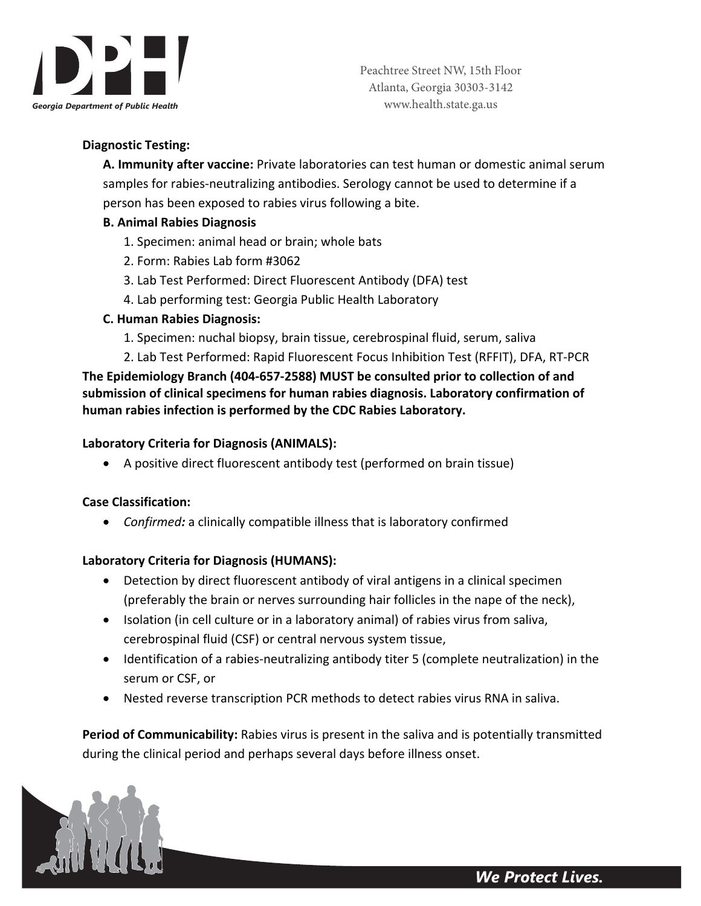**Diagnostic Testing:**

**A. Immunity after vaccine:** Private laboratories can test human or domestic animal serum samples for rabies-neutralizing antibodies. Serology cannot be used to determine if a person has been exposed to rabies virus following a bite.

**B. Animal Rabies Diagnosis**

1. Specimen: animal head or brain; whole bats
2. Form: Rabies Lab form #3062
3. Lab Test Performed: Direct Fluorescent Antibody (DFA) test
4. Lab performing test: Georgia Public Health Laboratory

**C. Human Rabies Diagnosis:**

1. Specimen: nuchal biopsy, brain tissue, cerebrospinal fluid, serum, saliva
2. Lab Test Performed: Rapid Fluorescent Focus Inhibition Test (RFFIT), DFA, RT-PCR

**The Epidemiology Branch (404-657-2588) MUST be consulted prior to collection of and submission of clinical specimens for human rabies diagnosis. Laboratory confirmation of human rabies infection is performed by the CDC Rabies Laboratory.**

**Laboratory Criteria for Diagnosis (ANIMALS):**

- A positive direct fluorescent antibody test (performed on brain tissue)

**Case Classification:**

- ***Confirmed:*** a clinically compatible illness that is laboratory confirmed

**Laboratory Criteria for Diagnosis (HUMANS):**

- Detection by direct fluorescent antibody of viral antigens in a clinical specimen (preferably the brain or nerves surrounding hair follicles in the nape of the neck),
- Isolation (in cell culture or in a laboratory animal) of rabies virus from saliva, cerebrospinal fluid (CSF) or central nervous system tissue,
- Identification of a rabies-neutralizing antibody titer 5 (complete neutralization) in the serum or CSF, or
- Nested reverse transcription PCR methods to detect rabies virus RNA in saliva.

**Period of Communicability:** Rabies virus is present in the saliva and is potentially transmitted during the clinical period and perhaps several days before illness onset.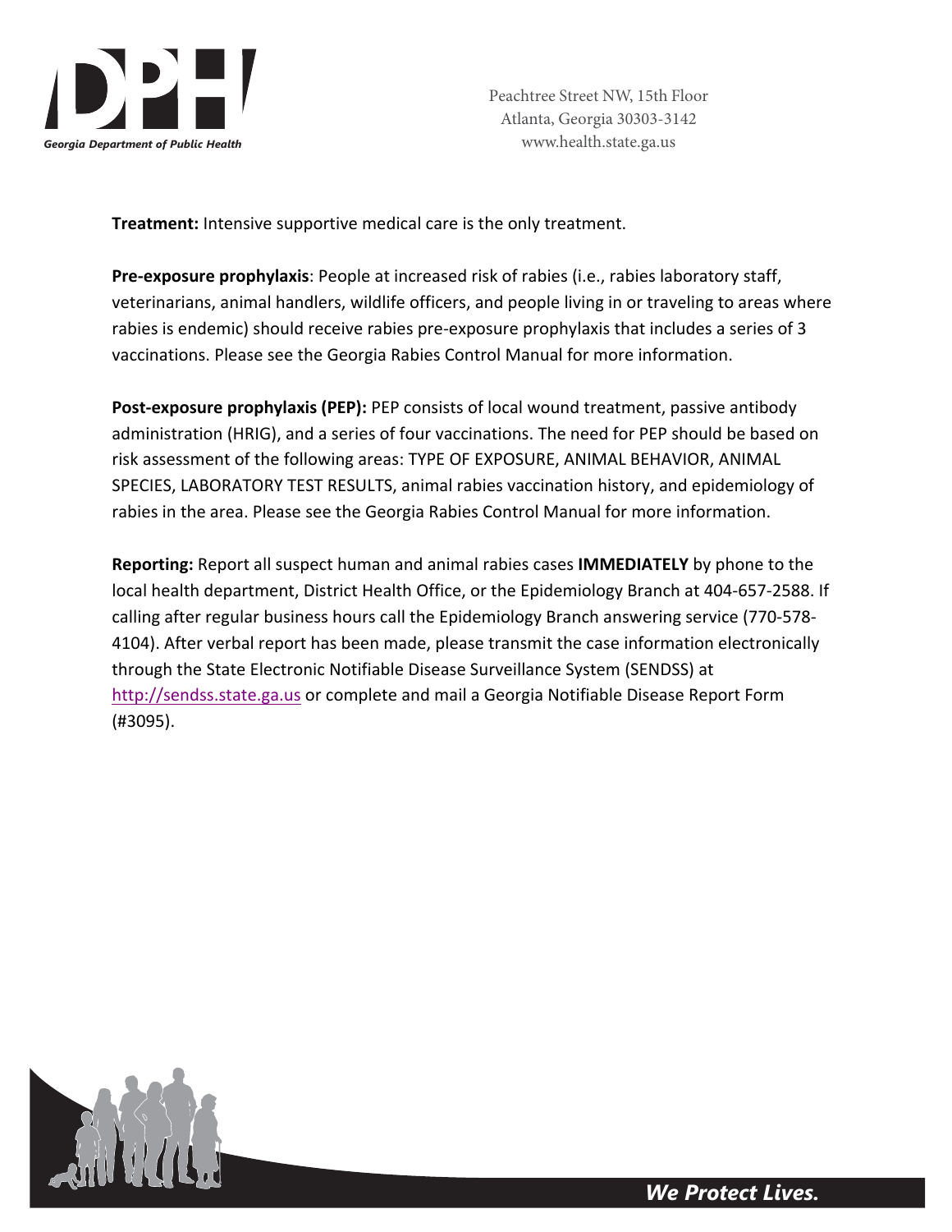**Treatment:** Intensive supportive medical care is the only treatment.

**Pre-exposure prophylaxis**: People at increased risk of rabies (i.e., rabies laboratory staff, veterinarians, animal handlers, wildlife officers, and people living in or traveling to areas where rabies is endemic) should receive rabies pre-exposure prophylaxis that includes a series of 3 vaccinations. Please see the Georgia Rabies Control Manual for more information.

**Post-exposure prophylaxis (PEP):** PEP consists of local wound treatment, passive antibody administration (HRIG), and a series of four vaccinations. The need for PEP should be based on risk assessment of the following areas: TYPE OF EXPOSURE, ANIMAL BEHAVIOR, ANIMAL SPECIES, LABORATORY TEST RESULTS, animal rabies vaccination history, and epidemiology of rabies in the area. Please see the Georgia Rabies Control Manual for more information.

**Reporting:** Report all suspect human and animal rabies cases **IMMEDIATELY** by phone to the local health department, District Health Office, or the Epidemiology Branch at 404-657-2588. If calling after regular business hours call the Epidemiology Branch answering service (770-578-4104). After verbal report has been made, please transmit the case information electronically through the State Electronic Notifiable Disease Surveillance System (SENDSS) at http://sendss.state.ga.us or complete and mail a Georgia Notifiable Disease Report Form (#3095).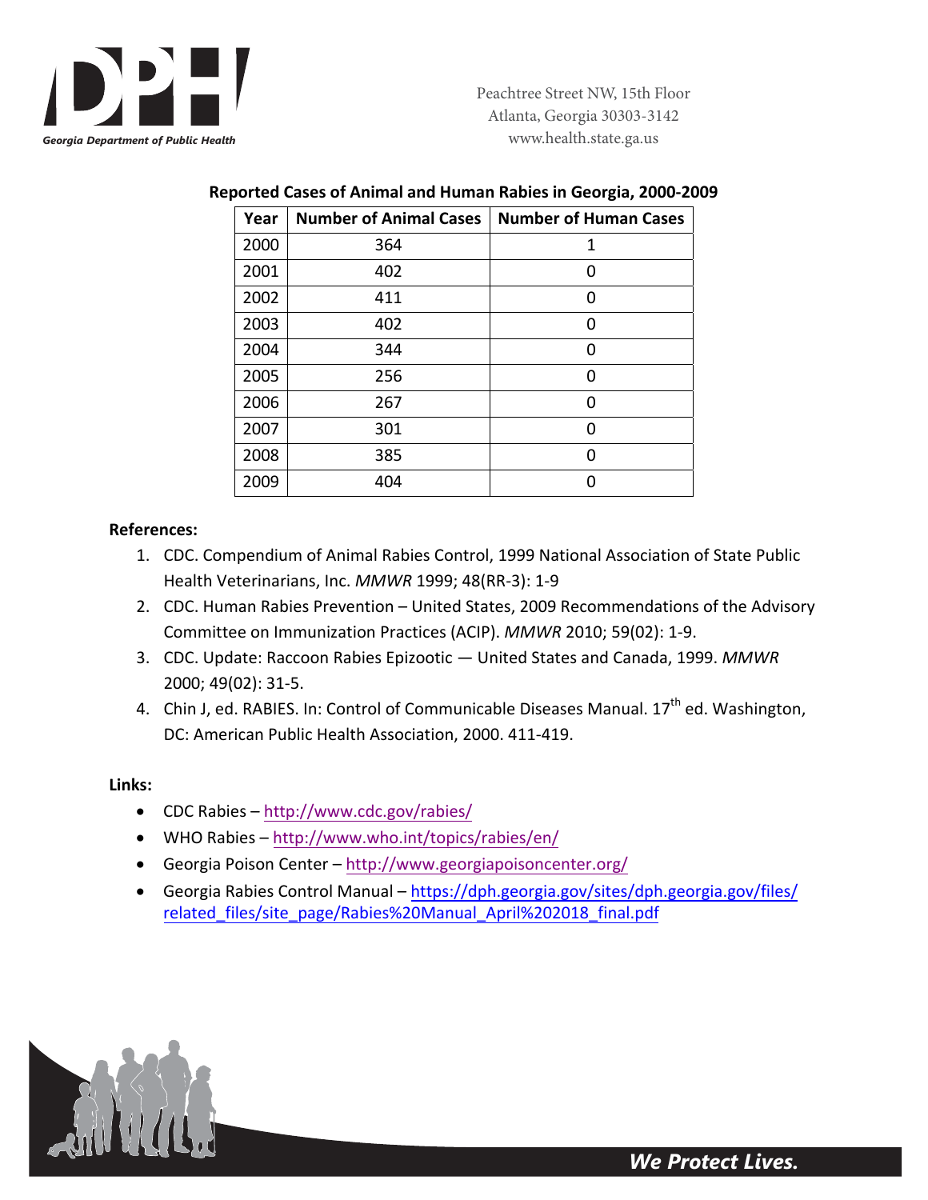**Reported Cases of Animal and Human Rabies in Georgia, 2000-2009**

| Year | Number of Animal Cases | Number of Human Cases |
|---|---|---|
| 2000 | 364 | 1 |
| 2001 | 402 | 0 |
| 2002 | 411 | 0 |
| 2003 | 402 | 0 |
| 2004 | 344 | 0 |
| 2005 | 256 | 0 |
| 2006 | 267 | 0 |
| 2007 | 301 | 0 |
| 2008 | 385 | 0 |
| 2009 | 404 | 0 |

**References:**

1. CDC. Compendium of Animal Rabies Control, 1999 National Association of State Public Health Veterinarians, Inc. *MMWR* 1999; 48(RR-3): 1-9
2. CDC. Human Rabies Prevention – United States, 2009 Recommendations of the Advisory Committee on Immunization Practices (ACIP). *MMWR* 2010; 59(02): 1-9.
3. CDC. Update: Raccoon Rabies Epizootic — United States and Canada, 1999. *MMWR* 2000; 49(02): 31-5.
4. Chin J, ed. RABIES. In: Control of Communicable Diseases Manual. 17th ed. Washington, DC: American Public Health Association, 2000. 411-419.

**Links:**

- CDC Rabies – http://www.cdc.gov/rabies/
- WHO Rabies – http://www.who.int/topics/rabies/en/
- Georgia Poison Center – http://www.georgiapoisoncenter.org/
- Georgia Rabies Control Manual – https://dph.georgia.gov/sites/dph.georgia.gov/files/related_files/site_page/Rabies%20Manual_April%202018_final.pdf